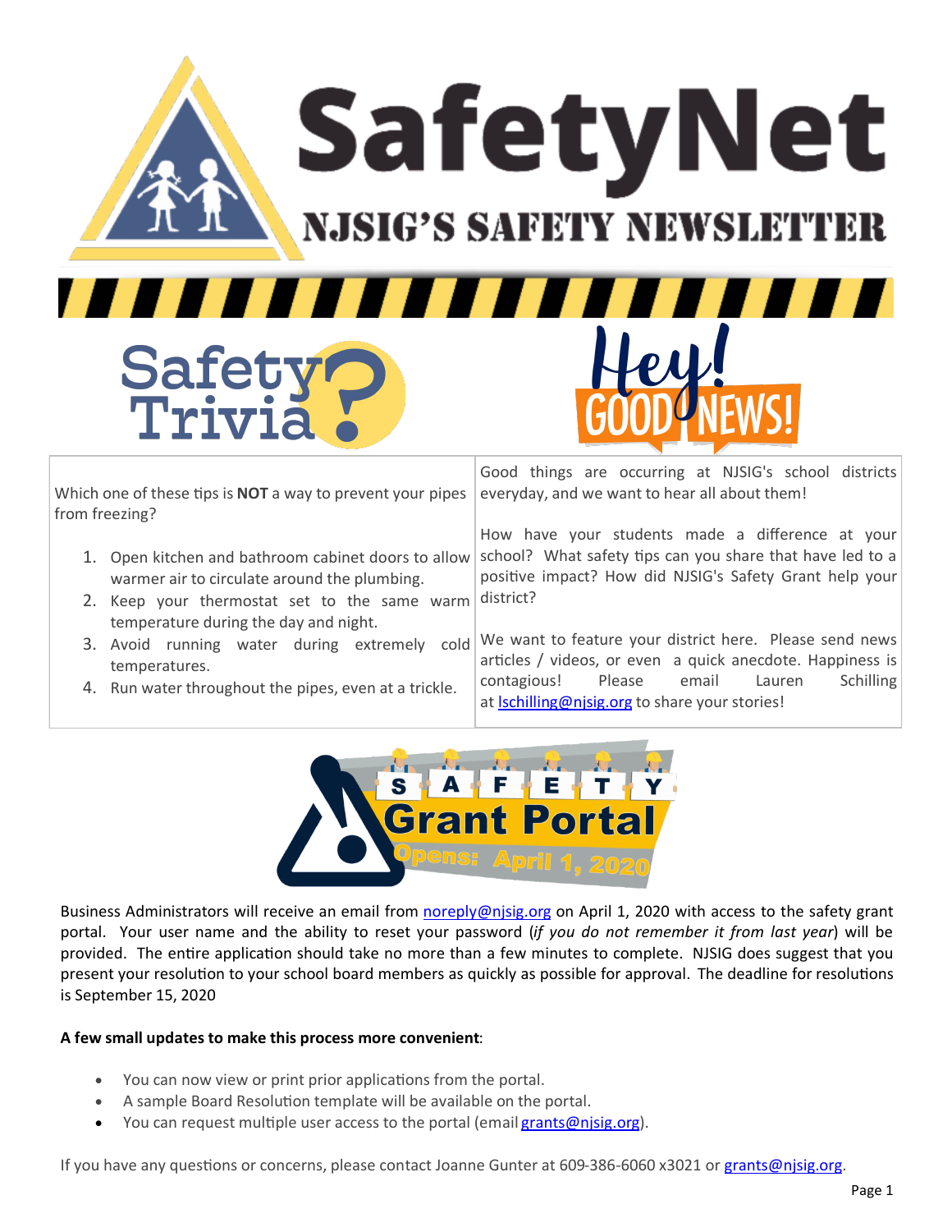# SafetyNet

## NJSIG'S SAFETY NEWSLETTER

## Safety Trivia?

Which one of these tips is **NOT** a way to prevent your pipes from freezing?

1. Open kitchen and bathroom cabinet doors to allow warmer air to circulate around the plumbing.
2. Keep your thermostat set to the same warm temperature during the day and night.
3. Avoid running water during extremely cold temperatures.
4. Run water throughout the pipes, even at a trickle.

## Hey! GOOD NEWS!

Good things are occurring at NJSIG's school districts everyday, and we want to hear all about them!

How have your students made a difference at your school? What safety tips can you share that have led to a positive impact? How did NJSIG's Safety Grant help your district?

We want to feature your district here. Please send news articles / videos, or even a quick anecdote. Happiness is contagious! Please email Lauren Schilling at lschilling@njsig.org to share your stories!

## SAFETY Grant Portal

### Opens: April 1, 2020

Business Administrators will receive an email from noreply@njsig.org on April 1, 2020 with access to the safety grant portal. Your user name and the ability to reset your password (*if you do not remember it from last year*) will be provided. The entire application should take no more than a few minutes to complete. NJSIG does suggest that you present your resolution to your school board members as quickly as possible for approval. The deadline for resolutions is September 15, 2020

**A few small updates to make this process more convenient**:

- You can now view or print prior applications from the portal.
- A sample Board Resolution template will be available on the portal.
- You can request multiple user access to the portal (email grants@njsig.org).

If you have any questions or concerns, please contact Joanne Gunter at 609-386-6060 x3021 or grants@njsig.org.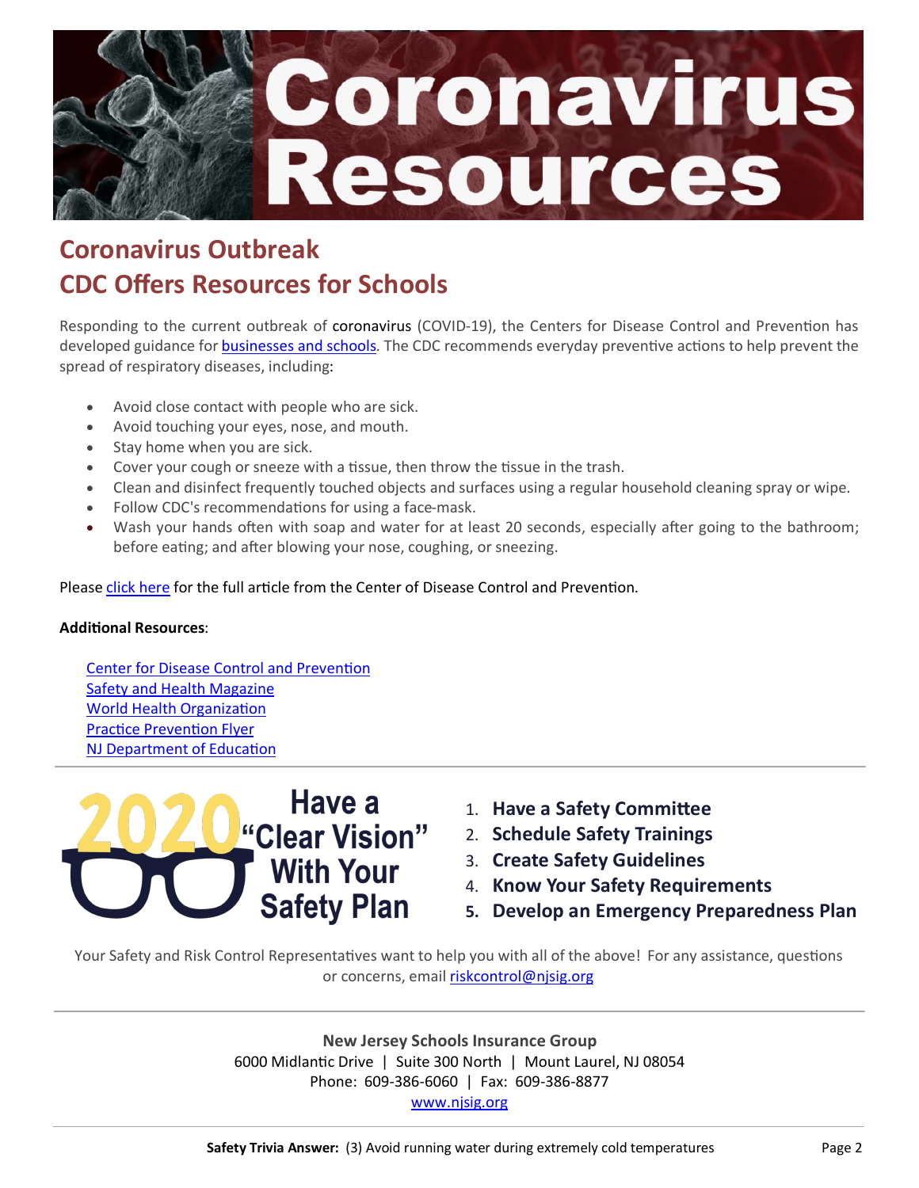# Coronavirus Resources

## Coronavirus Outbreak
## CDC Offers Resources for Schools

Responding to the current outbreak of coronavirus (COVID-19), the Centers for Disease Control and Prevention has developed guidance for businesses and schools. The CDC recommends everyday preventive actions to help prevent the spread of respiratory diseases, including:

- Avoid close contact with people who are sick.
- Avoid touching your eyes, nose, and mouth.
- Stay home when you are sick.
- Cover your cough or sneeze with a tissue, then throw the tissue in the trash.
- Clean and disinfect frequently touched objects and surfaces using a regular household cleaning spray or wipe.
- Follow CDC's recommendations for using a face-mask.
- Wash your hands often with soap and water for at least 20 seconds, especially after going to the bathroom; before eating; and after blowing your nose, coughing, or sneezing.

Please click here for the full article from the Center of Disease Control and Prevention.

**Additional Resources**:

Center for Disease Control and Prevention
Safety and Health Magazine
World Health Organization
Practice Prevention Flyer
NJ Department of Education

---

## 2020 Have a "Clear Vision" With Your Safety Plan

1. **Have a Safety Committee**
2. **Schedule Safety Trainings**
3. **Create Safety Guidelines**
4. **Know Your Safety Requirements**
5. **Develop an Emergency Preparedness Plan**

Your Safety and Risk Control Representatives want to help you with all of the above! For any assistance, questions or concerns, email riskcontrol@njsig.org

---

**New Jersey Schools Insurance Group**
6000 Midlantic Drive | Suite 300 North | Mount Laurel, NJ 08054
Phone: 609-386-6060 | Fax: 609-386-8877
www.njsig.org

**Safety Trivia Answer:** (3) Avoid running water during extremely cold temperatures